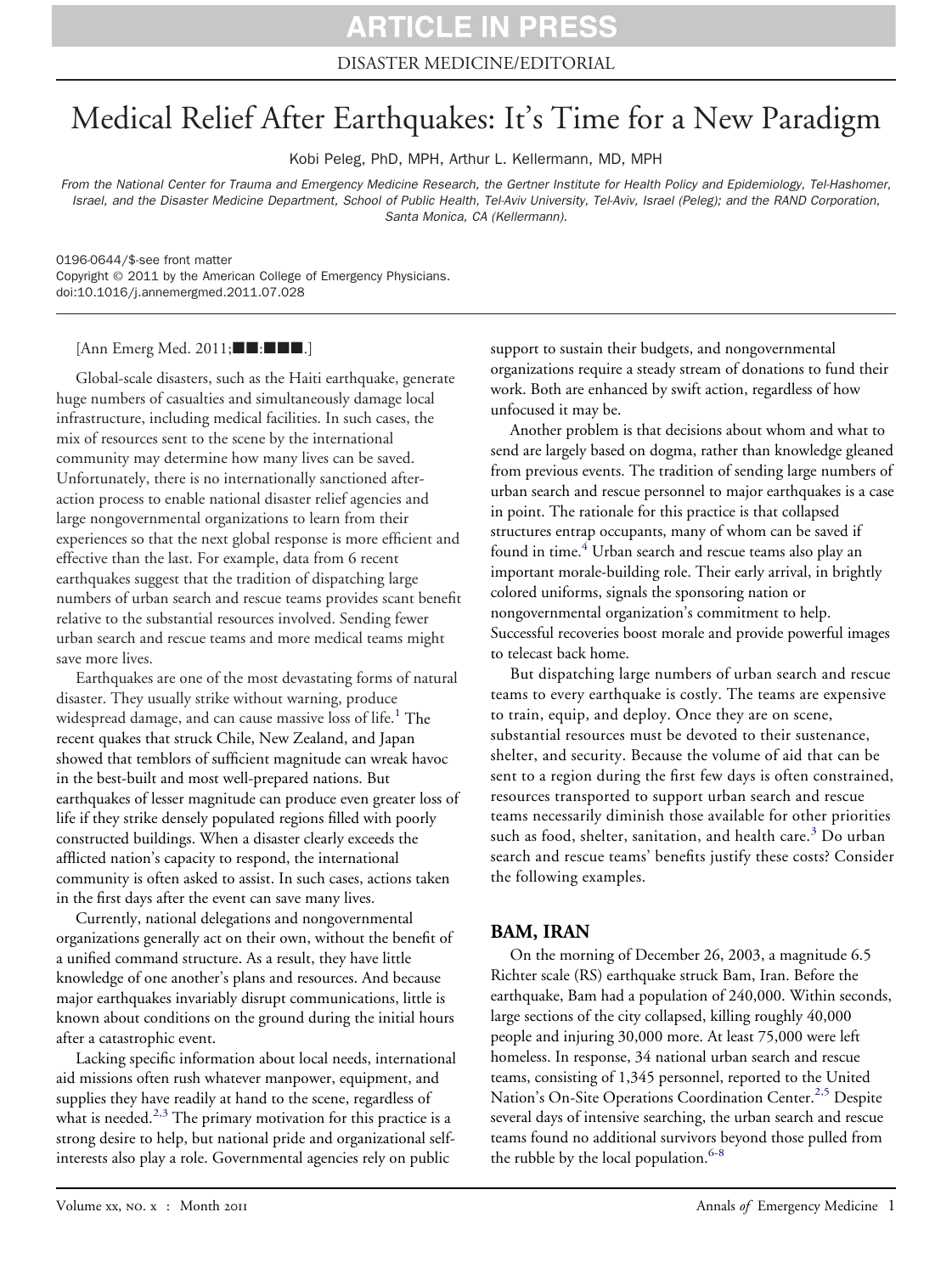DISASTER MEDICINE/EDITORIAL

# Medical Relief After Earthquakes: It's Time for a New Paradigm

Kobi Peleg, PhD, MPH, Arthur L. Kellermann, MD, MPH

*From the National Center for Trauma and Emergency Medicine Research, the Gertner Institute for Health Policy and Epidemiology, Tel-Hashomer, Israel, and the Disaster Medicine Department, School of Public Health, Tel-Aviv University, Tel-Aviv, Israel (Peleg); and the RAND Corporation, Santa Monica, CA (Kellermann).*

0196-0644/$-see front matter
Copyright © 2011 by the American College of Emergency Physicians.
doi:10.1016/j.annemergmed.2011.07.028

[Ann Emerg Med. 2011;■■:■■■.]

Global-scale disasters, such as the Haiti earthquake, generate huge numbers of casualties and simultaneously damage local infrastructure, including medical facilities. In such cases, the mix of resources sent to the scene by the international community may determine how many lives can be saved. Unfortunately, there is no internationally sanctioned after-action process to enable national disaster relief agencies and large nongovernmental organizations to learn from their experiences so that the next global response is more efficient and effective than the last. For example, data from 6 recent earthquakes suggest that the tradition of dispatching large numbers of urban search and rescue teams provides scant benefit relative to the substantial resources involved. Sending fewer urban search and rescue teams and more medical teams might save more lives.

Earthquakes are one of the most devastating forms of natural disaster. They usually strike without warning, produce widespread damage, and can cause massive loss of life.[1] The recent quakes that struck Chile, New Zealand, and Japan showed that temblors of sufficient magnitude can wreak havoc in the best-built and most well-prepared nations. But earthquakes of lesser magnitude can produce even greater loss of life if they strike densely populated regions filled with poorly constructed buildings. When a disaster clearly exceeds the afflicted nation's capacity to respond, the international community is often asked to assist. In such cases, actions taken in the first days after the event can save many lives.

Currently, national delegations and nongovernmental organizations generally act on their own, without the benefit of a unified command structure. As a result, they have little knowledge of one another's plans and resources. And because major earthquakes invariably disrupt communications, little is known about conditions on the ground during the initial hours after a catastrophic event.

Lacking specific information about local needs, international aid missions often rush whatever manpower, equipment, and supplies they have readily at hand to the scene, regardless of what is needed.[2,3] The primary motivation for this practice is a strong desire to help, but national pride and organizational self-interests also play a role. Governmental agencies rely on public support to sustain their budgets, and nongovernmental organizations require a steady stream of donations to fund their work. Both are enhanced by swift action, regardless of how unfocused it may be.

Another problem is that decisions about whom and what to send are largely based on dogma, rather than knowledge gleaned from previous events. The tradition of sending large numbers of urban search and rescue personnel to major earthquakes is a case in point. The rationale for this practice is that collapsed structures entrap occupants, many of whom can be saved if found in time.[4] Urban search and rescue teams also play an important morale-building role. Their early arrival, in brightly colored uniforms, signals the sponsoring nation or nongovernmental organization's commitment to help. Successful recoveries boost morale and provide powerful images to telecast back home.

But dispatching large numbers of urban search and rescue teams to every earthquake is costly. The teams are expensive to train, equip, and deploy. Once they are on scene, substantial resources must be devoted to their sustenance, shelter, and security. Because the volume of aid that can be sent to a region during the first few days is often constrained, resources transported to support urban search and rescue teams necessarily diminish those available for other priorities such as food, shelter, sanitation, and health care.[3] Do urban search and rescue teams' benefits justify these costs? Consider the following examples.

## BAM, IRAN

On the morning of December 26, 2003, a magnitude 6.5 Richter scale (RS) earthquake struck Bam, Iran. Before the earthquake, Bam had a population of 240,000. Within seconds, large sections of the city collapsed, killing roughly 40,000 people and injuring 30,000 more. At least 75,000 were left homeless. In response, 34 national urban search and rescue teams, consisting of 1,345 personnel, reported to the United Nation's On-Site Operations Coordination Center.[2,5] Despite several days of intensive searching, the urban search and rescue teams found no additional survivors beyond those pulled from the rubble by the local population.[6-8]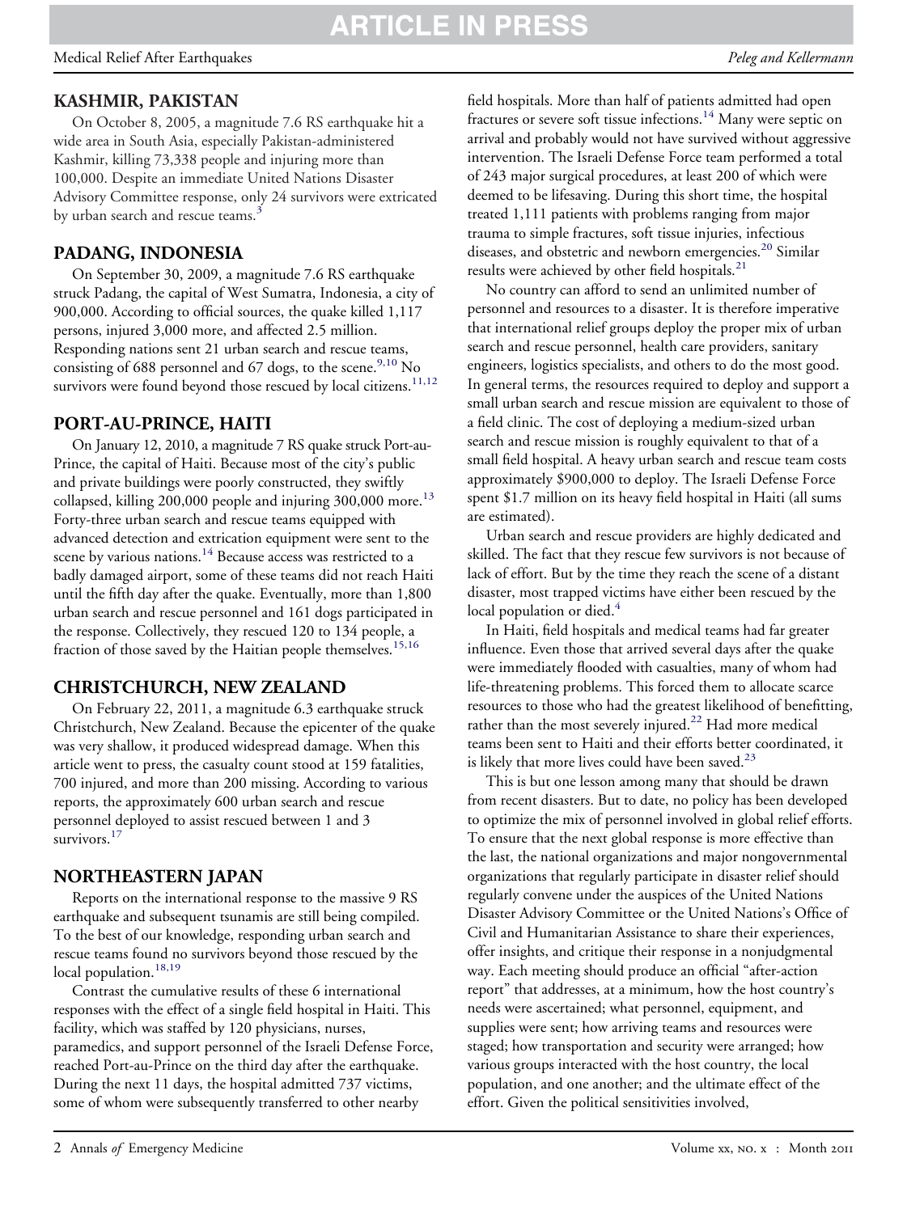## KASHMIR, PAKISTAN

On October 8, 2005, a magnitude 7.6 RS earthquake hit a wide area in South Asia, especially Pakistan-administered Kashmir, killing 73,338 people and injuring more than 100,000. Despite an immediate United Nations Disaster Advisory Committee response, only 24 survivors were extricated by urban search and rescue teams.[3]

## PADANG, INDONESIA

On September 30, 2009, a magnitude 7.6 RS earthquake struck Padang, the capital of West Sumatra, Indonesia, a city of 900,000. According to official sources, the quake killed 1,117 persons, injured 3,000 more, and affected 2.5 million. Responding nations sent 21 urban search and rescue teams, consisting of 688 personnel and 67 dogs, to the scene.[9,10] No survivors were found beyond those rescued by local citizens.[11,12]

## PORT-AU-PRINCE, HAITI

On January 12, 2010, a magnitude 7 RS quake struck Port-au-Prince, the capital of Haiti. Because most of the city's public and private buildings were poorly constructed, they swiftly collapsed, killing 200,000 people and injuring 300,000 more.[13] Forty-three urban search and rescue teams equipped with advanced detection and extrication equipment were sent to the scene by various nations.[14] Because access was restricted to a badly damaged airport, some of these teams did not reach Haiti until the fifth day after the quake. Eventually, more than 1,800 urban search and rescue personnel and 161 dogs participated in the response. Collectively, they rescued 120 to 134 people, a fraction of those saved by the Haitian people themselves.[15,16]

## CHRISTCHURCH, NEW ZEALAND

On February 22, 2011, a magnitude 6.3 earthquake struck Christchurch, New Zealand. Because the epicenter of the quake was very shallow, it produced widespread damage. When this article went to press, the casualty count stood at 159 fatalities, 700 injured, and more than 200 missing. According to various reports, the approximately 600 urban search and rescue personnel deployed to assist rescued between 1 and 3 survivors.[17]

## NORTHEASTERN JAPAN

Reports on the international response to the massive 9 RS earthquake and subsequent tsunamis are still being compiled. To the best of our knowledge, responding urban search and rescue teams found no survivors beyond those rescued by the local population.[18,19]

Contrast the cumulative results of these 6 international responses with the effect of a single field hospital in Haiti. This facility, which was staffed by 120 physicians, nurses, paramedics, and support personnel of the Israeli Defense Force, reached Port-au-Prince on the third day after the earthquake. During the next 11 days, the hospital admitted 737 victims, some of whom were subsequently transferred to other nearby field hospitals. More than half of patients admitted had open fractures or severe soft tissue infections.[14] Many were septic on arrival and probably would not have survived without aggressive intervention. The Israeli Defense Force team performed a total of 243 major surgical procedures, at least 200 of which were deemed to be lifesaving. During this short time, the hospital treated 1,111 patients with problems ranging from major trauma to simple fractures, soft tissue injuries, infectious diseases, and obstetric and newborn emergencies.[20] Similar results were achieved by other field hospitals.[21]

No country can afford to send an unlimited number of personnel and resources to a disaster. It is therefore imperative that international relief groups deploy the proper mix of urban search and rescue personnel, health care providers, sanitary engineers, logistics specialists, and others to do the most good. In general terms, the resources required to deploy and support a small urban search and rescue mission are equivalent to those of a field clinic. The cost of deploying a medium-sized urban search and rescue mission is roughly equivalent to that of a small field hospital. A heavy urban search and rescue team costs approximately $900,000 to deploy. The Israeli Defense Force spent $1.7 million on its heavy field hospital in Haiti (all sums are estimated).

Urban search and rescue providers are highly dedicated and skilled. The fact that they rescue few survivors is not because of lack of effort. But by the time they reach the scene of a distant disaster, most trapped victims have either been rescued by the local population or died.[4]

In Haiti, field hospitals and medical teams had far greater influence. Even those that arrived several days after the quake were immediately flooded with casualties, many of whom had life-threatening problems. This forced them to allocate scarce resources to those who had the greatest likelihood of benefitting, rather than the most severely injured.[22] Had more medical teams been sent to Haiti and their efforts better coordinated, it is likely that more lives could have been saved.[23]

This is but one lesson among many that should be drawn from recent disasters. But to date, no policy has been developed to optimize the mix of personnel involved in global relief efforts. To ensure that the next global response is more effective than the last, the national organizations and major nongovernmental organizations that regularly participate in disaster relief should regularly convene under the auspices of the United Nations Disaster Advisory Committee or the United Nations's Office of Civil and Humanitarian Assistance to share their experiences, offer insights, and critique their response in a nonjudgmental way. Each meeting should produce an official "after-action report" that addresses, at a minimum, how the host country's needs were ascertained; what personnel, equipment, and supplies were sent; how arriving teams and resources were staged; how transportation and security were arranged; how various groups interacted with the host country, the local population, and one another; and the ultimate effect of the effort. Given the political sensitivities involved,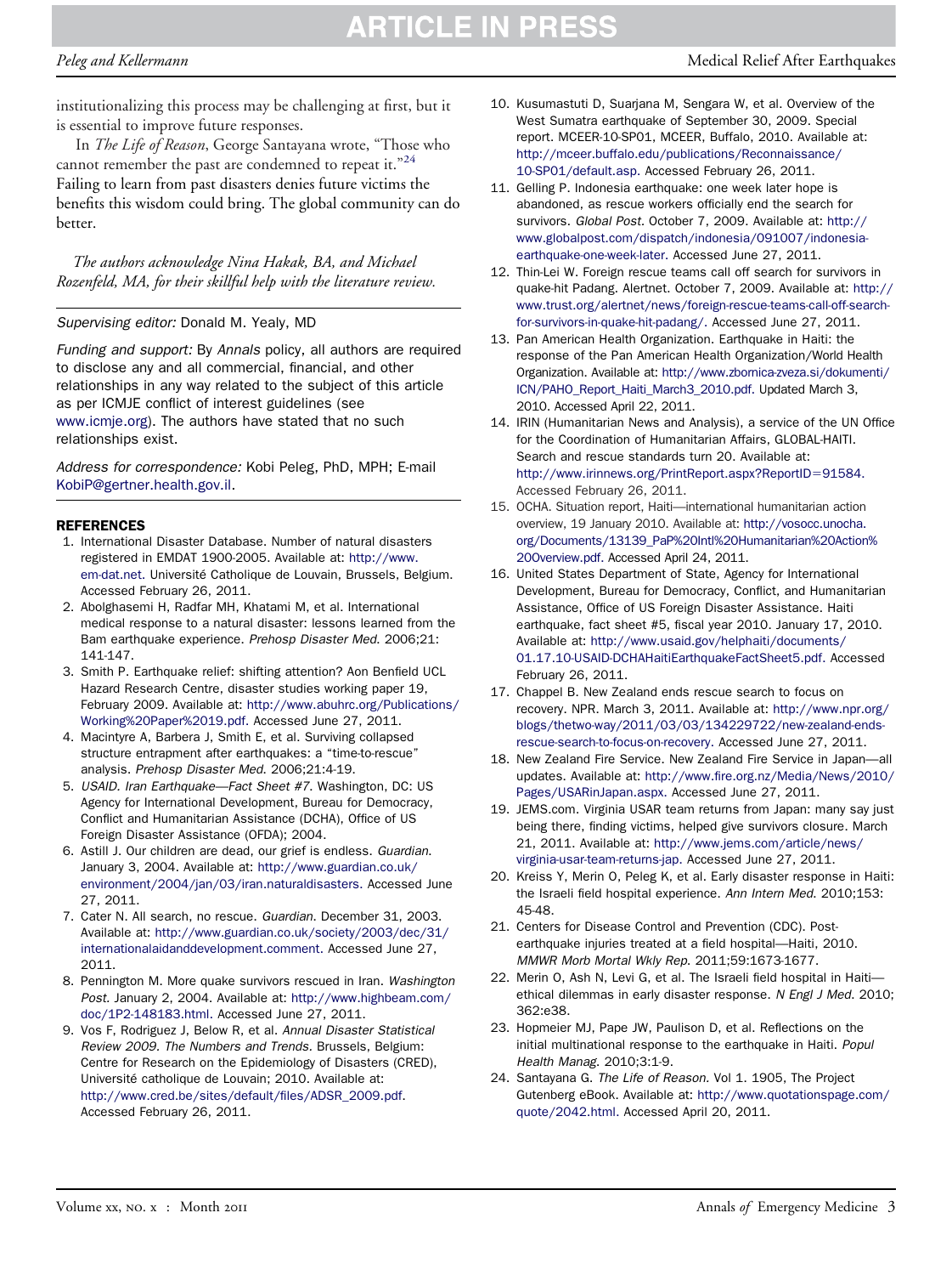institutionalizing this process may be challenging at first, but it is essential to improve future responses.

In *The Life of Reason*, George Santayana wrote, "Those who cannot remember the past are condemned to repeat it."[24] Failing to learn from past disasters denies future victims the benefits this wisdom could bring. The global community can do better.

*The authors acknowledge Nina Hakak, BA, and Michael Rozenfeld, MA, for their skillful help with the literature review.*

---

*Supervising editor:* Donald M. Yealy, MD

*Funding and support:* By *Annals* policy, all authors are required to disclose any and all commercial, financial, and other relationships in any way related to the subject of this article as per ICMJE conflict of interest guidelines (see www.icmje.org). The authors have stated that no such relationships exist.

*Address for correspondence:* Kobi Peleg, PhD, MPH; E-mail KobiP@gertner.health.gov.il.

---

## REFERENCES

1. International Disaster Database. Number of natural disasters registered in EMDAT 1900-2005. Available at: http://www.em-dat.net. Université Catholique de Louvain, Brussels, Belgium. Accessed February 26, 2011.
2. Abolghasemi H, Radfar MH, Khatami M, et al. International medical response to a natural disaster: lessons learned from the Bam earthquake experience. *Prehosp Disaster Med.* 2006;21:141-147.
3. Smith P. Earthquake relief: shifting attention? Aon Benfield UCL Hazard Research Centre, disaster studies working paper 19, February 2009. Available at: http://www.abuhrc.org/Publications/Working%20Paper%2019.pdf. Accessed June 27, 2011.
4. Macintyre A, Barbera J, Smith E, et al. Surviving collapsed structure entrapment after earthquakes: a "time-to-rescue" analysis. *Prehosp Disaster Med.* 2006;21:4-19.
5. *USAID. Iran Earthquake—Fact Sheet #7*. Washington, DC: US Agency for International Development, Bureau for Democracy, Conflict and Humanitarian Assistance (DCHA), Office of US Foreign Disaster Assistance (OFDA); 2004.
6. Astill J. Our children are dead, our grief is endless. *Guardian*. January 3, 2004. Available at: http://www.guardian.co.uk/environment/2004/jan/03/iran.naturaldisasters. Accessed June 27, 2011.
7. Cater N. All search, no rescue. *Guardian*. December 31, 2003. Available at: http://www.guardian.co.uk/society/2003/dec/31/internationalaidanddevelopment.comment. Accessed June 27, 2011.
8. Pennington M. More quake survivors rescued in Iran. *Washington Post.* January 2, 2004. Available at: http://www.highbeam.com/doc/1P2-148183.html. Accessed June 27, 2011.
9. Vos F, Rodriguez J, Below R, et al. *Annual Disaster Statistical Review 2009. The Numbers and Trends.* Brussels, Belgium: Centre for Research on the Epidemiology of Disasters (CRED), Université catholique de Louvain; 2010. Available at: http://www.cred.be/sites/default/files/ADSR_2009.pdf. Accessed February 26, 2011.
10. Kusumastuti D, Suarjana M, Sengara W, et al. Overview of the West Sumatra earthquake of September 30, 2009. Special report. MCEER-10-SP01, MCEER, Buffalo, 2010. Available at: http://mceer.buffalo.edu/publications/Reconnaissance/10-SP01/default.asp. Accessed February 26, 2011.
11. Gelling P. Indonesia earthquake: one week later hope is abandoned, as rescue workers officially end the search for survivors. *Global Post*. October 7, 2009. Available at: http://www.globalpost.com/dispatch/indonesia/091007/indonesia-earthquake-one-week-later. Accessed June 27, 2011.
12. Thin-Lei W. Foreign rescue teams call off search for survivors in quake-hit Padang. Alertnet. October 7, 2009. Available at: http://www.trust.org/alertnet/news/foreign-rescue-teams-call-off-search-for-survivors-in-quake-hit-padang/. Accessed June 27, 2011.
13. Pan American Health Organization. Earthquake in Haiti: the response of the Pan American Health Organization/World Health Organization. Available at: http://www.zbornica-zveza.si/dokumenti/ICN/PAHO_Report_Haiti_March3_2010.pdf. Updated March 3, 2010. Accessed April 22, 2011.
14. IRIN (Humanitarian News and Analysis), a service of the UN Office for the Coordination of Humanitarian Affairs, GLOBAL-HAITI. Search and rescue standards turn 20. Available at: http://www.irinnews.org/PrintReport.aspx?ReportID=91584. Accessed February 26, 2011.
15. OCHA. Situation report, Haiti—international humanitarian action overview, 19 January 2010. Available at: http://vosocc.unocha.org/Documents/13139_PaP%20Intl%20Humanitarian%20Action%20Overview.pdf. Accessed April 24, 2011.
16. United States Department of State, Agency for International Development, Bureau for Democracy, Conflict, and Humanitarian Assistance, Office of US Foreign Disaster Assistance. Haiti earthquake, fact sheet #5, fiscal year 2010. January 17, 2010. Available at: http://www.usaid.gov/helphaiti/documents/01.17.10-USAID-DCHAHaitiEarthquakeFactSheet5.pdf. Accessed February 26, 2011.
17. Chappel B. New Zealand ends rescue search to focus on recovery. NPR. March 3, 2011. Available at: http://www.npr.org/blogs/thetwo-way/2011/03/03/134229722/new-zealand-ends-rescue-search-to-focus-on-recovery. Accessed June 27, 2011.
18. New Zealand Fire Service. New Zealand Fire Service in Japan—all updates. Available at: http://www.fire.org.nz/Media/News/2010/Pages/USARinJapan.aspx. Accessed June 27, 2011.
19. JEMS.com. Virginia USAR team returns from Japan: many say just being there, finding victims, helped give survivors closure. March 21, 2011. Available at: http://www.jems.com/article/news/virginia-usar-team-returns-jap. Accessed June 27, 2011.
20. Kreiss Y, Merin O, Peleg K, et al. Early disaster response in Haiti: the Israeli field hospital experience. *Ann Intern Med.* 2010;153:45-48.
21. Centers for Disease Control and Prevention (CDC). Post-earthquake injuries treated at a field hospital—Haiti, 2010. *MMWR Morb Mortal Wkly Rep.* 2011;59:1673-1677.
22. Merin O, Ash N, Levi G, et al. The Israeli field hospital in Haiti—ethical dilemmas in early disaster response. *N Engl J Med.* 2010;362:e38.
23. Hopmeier MJ, Pape JW, Paulison D, et al. Reflections on the initial multinational response to the earthquake in Haiti. *Popul Health Manag.* 2010;3:1-9.
24. Santayana G. *The Life of Reason.* Vol 1. 1905, The Project Gutenberg eBook. Available at: http://www.quotationspage.com/quote/2042.html. Accessed April 20, 2011.